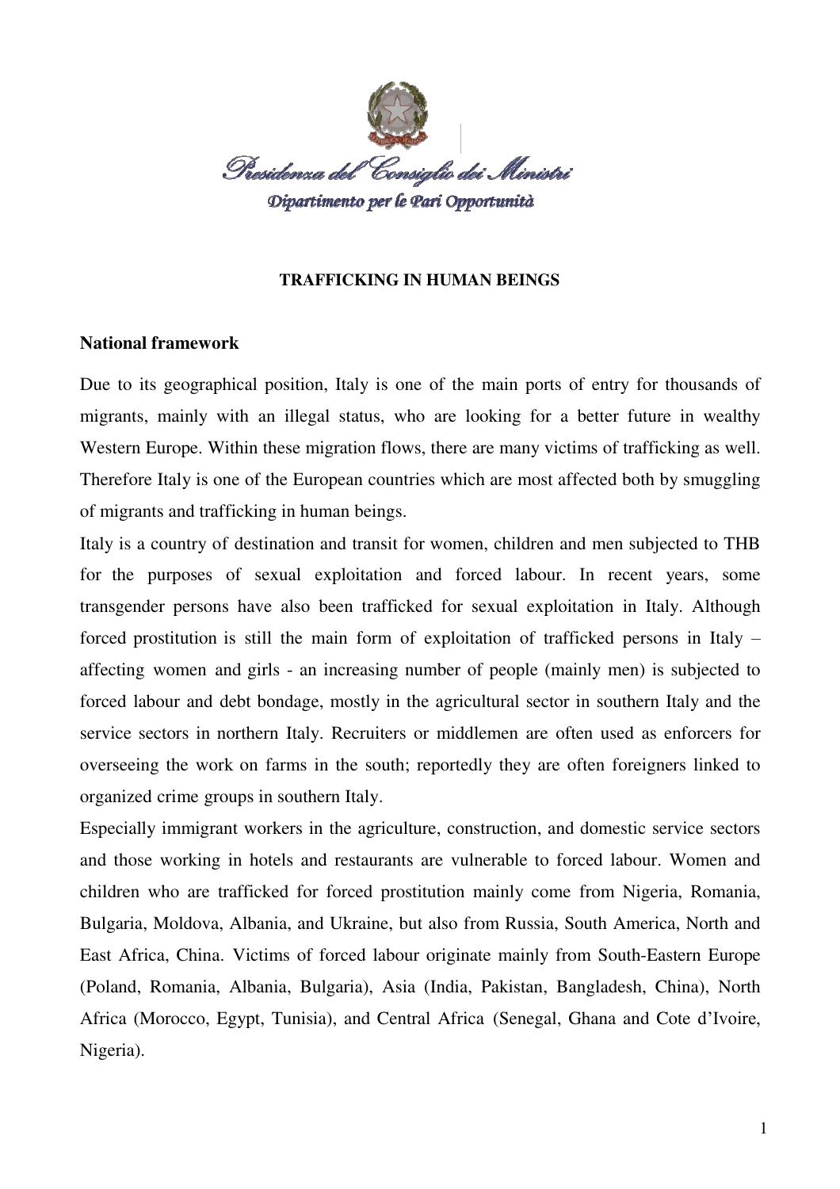Presidenza del Consiglio dei Ministri

Dipartimento per le Pari Opportunità

# TRAFFICKING IN HUMAN BEINGS

## National framework

Due to its geographical position, Italy is one of the main ports of entry for thousands of migrants, mainly with an illegal status, who are looking for a better future in wealthy Western Europe. Within these migration flows, there are many victims of trafficking as well. Therefore Italy is one of the European countries which are most affected both by smuggling of migrants and trafficking in human beings.

Italy is a country of destination and transit for women, children and men subjected to THB for the purposes of sexual exploitation and forced labour. In recent years, some transgender persons have also been trafficked for sexual exploitation in Italy. Although forced prostitution is still the main form of exploitation of trafficked persons in Italy – affecting women and girls - an increasing number of people (mainly men) is subjected to forced labour and debt bondage, mostly in the agricultural sector in southern Italy and the service sectors in northern Italy. Recruiters or middlemen are often used as enforcers for overseeing the work on farms in the south; reportedly they are often foreigners linked to organized crime groups in southern Italy.

Especially immigrant workers in the agriculture, construction, and domestic service sectors and those working in hotels and restaurants are vulnerable to forced labour. Women and children who are trafficked for forced prostitution mainly come from Nigeria, Romania, Bulgaria, Moldova, Albania, and Ukraine, but also from Russia, South America, North and East Africa, China. Victims of forced labour originate mainly from South-Eastern Europe (Poland, Romania, Albania, Bulgaria), Asia (India, Pakistan, Bangladesh, China), North Africa (Morocco, Egypt, Tunisia), and Central Africa (Senegal, Ghana and Cote d'Ivoire, Nigeria).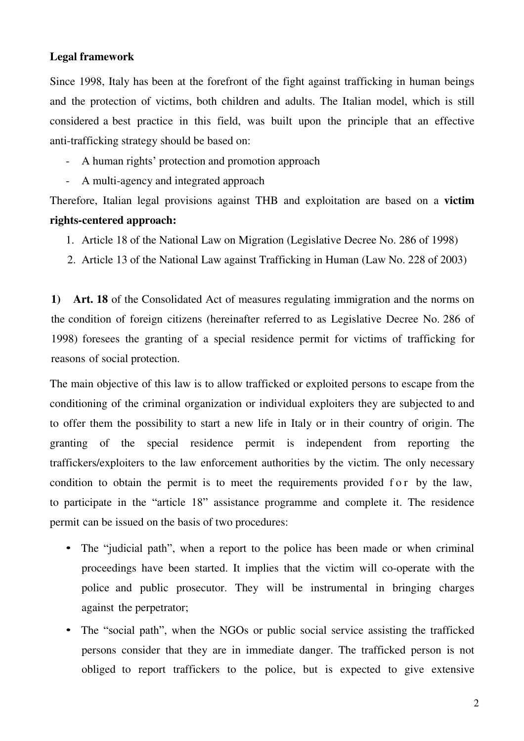**Legal framework**

Since 1998, Italy has been at the forefront of the fight against trafficking in human beings and the protection of victims, both children and adults. The Italian model, which is still considered a best practice in this field, was built upon the principle that an effective anti-trafficking strategy should be based on:

- A human rights' protection and promotion approach
- A multi-agency and integrated approach

Therefore, Italian legal provisions against THB and exploitation are based on a **victim rights-centered approach:**

1. Article 18 of the National Law on Migration (Legislative Decree No. 286 of 1998)
2. Article 13 of the National Law against Trafficking in Human (Law No. 228 of 2003)

**1)** **Art. 18** of the Consolidated Act of measures regulating immigration and the norms on the condition of foreign citizens (hereinafter referred to as Legislative Decree No. 286 of 1998) foresees the granting of a special residence permit for victims of trafficking for reasons of social protection.

The main objective of this law is to allow trafficked or exploited persons to escape from the conditioning of the criminal organization or individual exploiters they are subjected to and to offer them the possibility to start a new life in Italy or in their country of origin. The granting of the special residence permit is independent from reporting the traffickers/exploiters to the law enforcement authorities by the victim. The only necessary condition to obtain the permit is to meet the requirements provided for by the law, to participate in the "article 18" assistance programme and complete it. The residence permit can be issued on the basis of two procedures:

- The "judicial path", when a report to the police has been made or when criminal proceedings have been started. It implies that the victim will co-operate with the police and public prosecutor. They will be instrumental in bringing charges against the perpetrator;
- The "social path", when the NGOs or public social service assisting the trafficked persons consider that they are in immediate danger. The trafficked person is not obliged to report traffickers to the police, but is expected to give extensive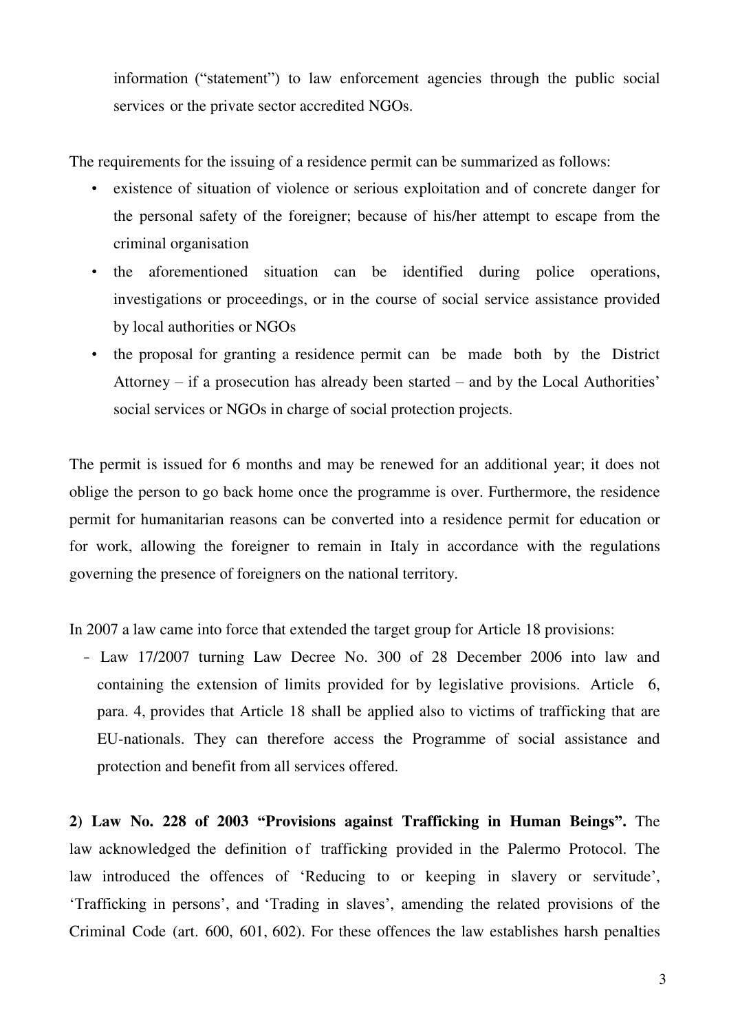information ("statement") to law enforcement agencies through the public social services or the private sector accredited NGOs.

The requirements for the issuing of a residence permit can be summarized as follows:

- existence of situation of violence or serious exploitation and of concrete danger for the personal safety of the foreigner; because of his/her attempt to escape from the criminal organisation
- the aforementioned situation can be identified during police operations, investigations or proceedings, or in the course of social service assistance provided by local authorities or NGOs
- the proposal for granting a residence permit can be made both by the District Attorney – if a prosecution has already been started – and by the Local Authorities' social services or NGOs in charge of social protection projects.

The permit is issued for 6 months and may be renewed for an additional year; it does not oblige the person to go back home once the programme is over. Furthermore, the residence permit for humanitarian reasons can be converted into a residence permit for education or for work, allowing the foreigner to remain in Italy in accordance with the regulations governing the presence of foreigners on the national territory.

In 2007 a law came into force that extended the target group for Article 18 provisions:

- Law 17/2007 turning Law Decree No. 300 of 28 December 2006 into law and containing the extension of limits provided for by legislative provisions. Article 6, para. 4, provides that Article 18 shall be applied also to victims of trafficking that are EU-nationals. They can therefore access the Programme of social assistance and protection and benefit from all services offered.

**2) Law No. 228 of 2003 "Provisions against Trafficking in Human Beings".** The law acknowledged the definition of trafficking provided in the Palermo Protocol. The law introduced the offences of 'Reducing to or keeping in slavery or servitude', 'Trafficking in persons', and 'Trading in slaves', amending the related provisions of the Criminal Code (art. 600, 601, 602). For these offences the law establishes harsh penalties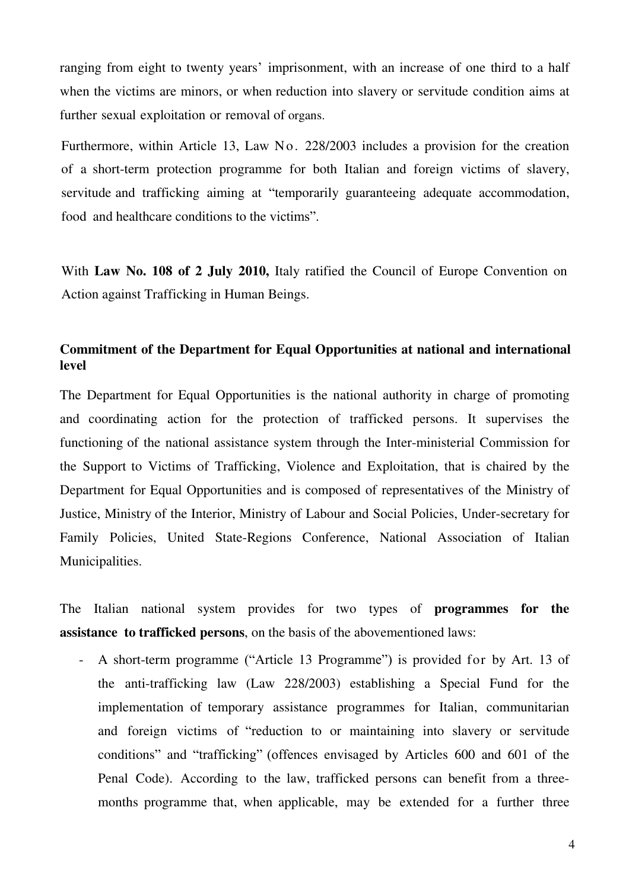ranging from eight to twenty years' imprisonment, with an increase of one third to a half when the victims are minors, or when reduction into slavery or servitude condition aims at further sexual exploitation or removal of organs.

Furthermore, within Article 13, Law No. 228/2003 includes a provision for the creation of a short-term protection programme for both Italian and foreign victims of slavery, servitude and trafficking aiming at "temporarily guaranteeing adequate accommodation, food and healthcare conditions to the victims".

With **Law No. 108 of 2 July 2010,** Italy ratified the Council of Europe Convention on Action against Trafficking in Human Beings.

**Commitment of the Department for Equal Opportunities at national and international level**

The Department for Equal Opportunities is the national authority in charge of promoting and coordinating action for the protection of trafficked persons. It supervises the functioning of the national assistance system through the Inter-ministerial Commission for the Support to Victims of Trafficking, Violence and Exploitation, that is chaired by the Department for Equal Opportunities and is composed of representatives of the Ministry of Justice, Ministry of the Interior, Ministry of Labour and Social Policies, Under-secretary for Family Policies, United State-Regions Conference, National Association of Italian Municipalities.

The Italian national system provides for two types of **programmes for the assistance to trafficked persons**, on the basis of the abovementioned laws:

- A short-term programme ("Article 13 Programme") is provided for by Art. 13 of the anti-trafficking law (Law 228/2003) establishing a Special Fund for the implementation of temporary assistance programmes for Italian, communitarian and foreign victims of "reduction to or maintaining into slavery or servitude conditions" and "trafficking" (offences envisaged by Articles 600 and 601 of the Penal Code). According to the law, trafficked persons can benefit from a three-months programme that, when applicable, may be extended for a further three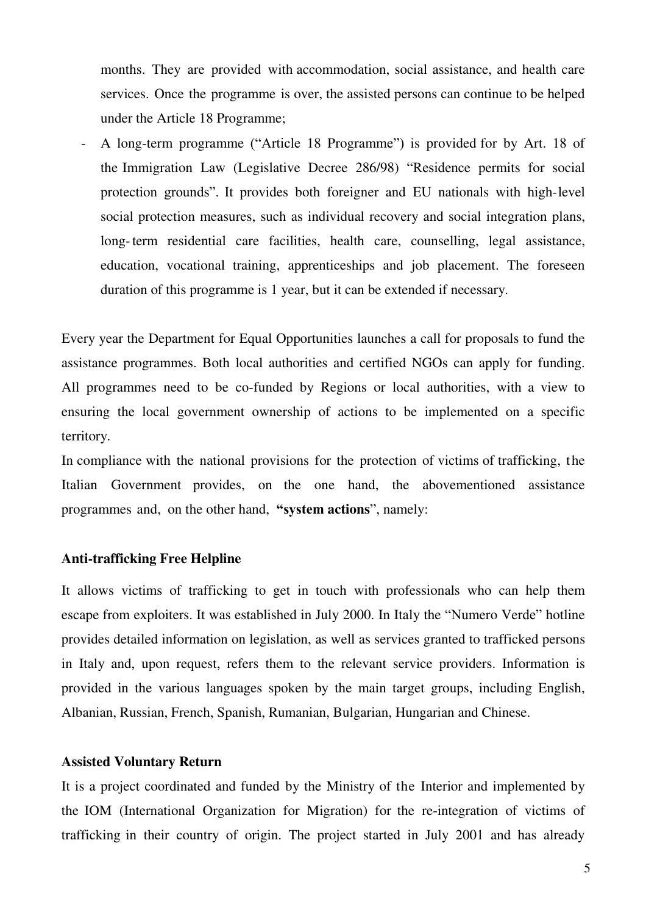months. They are provided with accommodation, social assistance, and health care services. Once the programme is over, the assisted persons can continue to be helped under the Article 18 Programme;

- A long-term programme ("Article 18 Programme") is provided for by Art. 18 of the Immigration Law (Legislative Decree 286/98) "Residence permits for social protection grounds". It provides both foreigner and EU nationals with high-level social protection measures, such as individual recovery and social integration plans, long-term residential care facilities, health care, counselling, legal assistance, education, vocational training, apprenticeships and job placement. The foreseen duration of this programme is 1 year, but it can be extended if necessary.

Every year the Department for Equal Opportunities launches a call for proposals to fund the assistance programmes. Both local authorities and certified NGOs can apply for funding. All programmes need to be co-funded by Regions or local authorities, with a view to ensuring the local government ownership of actions to be implemented on a specific territory.

In compliance with the national provisions for the protection of victims of trafficking, the Italian Government provides, on the one hand, the abovementioned assistance programmes and, on the other hand, **"system actions**", namely:

**Anti-trafficking Free Helpline**

It allows victims of trafficking to get in touch with professionals who can help them escape from exploiters. It was established in July 2000. In Italy the "Numero Verde" hotline provides detailed information on legislation, as well as services granted to trafficked persons in Italy and, upon request, refers them to the relevant service providers. Information is provided in the various languages spoken by the main target groups, including English, Albanian, Russian, French, Spanish, Rumanian, Bulgarian, Hungarian and Chinese.

**Assisted Voluntary Return**

It is a project coordinated and funded by the Ministry of the Interior and implemented by the IOM (International Organization for Migration) for the re-integration of victims of trafficking in their country of origin. The project started in July 2001 and has already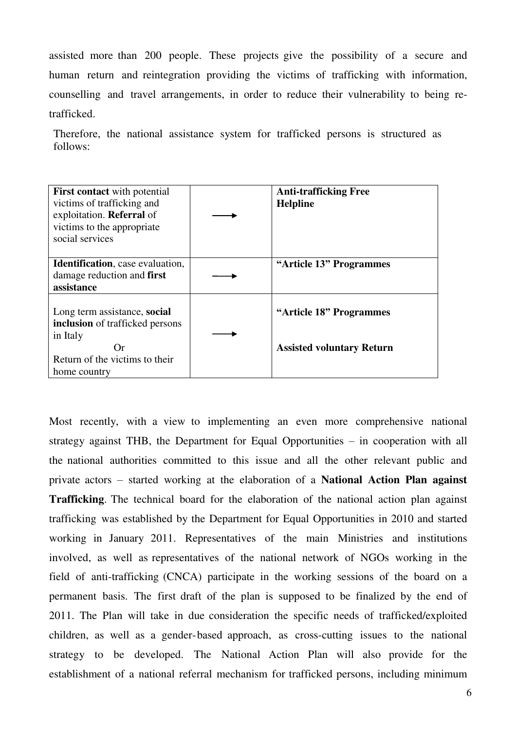assisted more than 200 people. These projects give the possibility of a secure and human return and reintegration providing the victims of trafficking with information, counselling and travel arrangements, in order to reduce their vulnerability to being re-trafficked.

Therefore, the national assistance system for trafficked persons is structured as follows:

| | | |
|---|---|---|
| **First contact** with potential victims of trafficking and exploitation. **Referral** of victims to the appropriate social services | ⟶ | **Anti-trafficking Free Helpline** |
| **Identification**, case evaluation, damage reduction and **first assistance** | ⟶ | **"Article 13" Programmes** |
| Long term assistance, **social inclusion** of trafficked persons in Italy<br>Or<br>Return of the victims to their home country | ⟶ | **"Article 18" Programmes**<br><br>**Assisted voluntary Return** |

Most recently, with a view to implementing an even more comprehensive national strategy against THB, the Department for Equal Opportunities – in cooperation with all the national authorities committed to this issue and all the other relevant public and private actors – started working at the elaboration of a **National Action Plan against Trafficking**. The technical board for the elaboration of the national action plan against trafficking was established by the Department for Equal Opportunities in 2010 and started working in January 2011. Representatives of the main Ministries and institutions involved, as well as representatives of the national network of NGOs working in the field of anti-trafficking (CNCA) participate in the working sessions of the board on a permanent basis. The first draft of the plan is supposed to be finalized by the end of 2011. The Plan will take in due consideration the specific needs of trafficked/exploited children, as well as a gender-based approach, as cross-cutting issues to the national strategy to be developed. The National Action Plan will also provide for the establishment of a national referral mechanism for trafficked persons, including minimum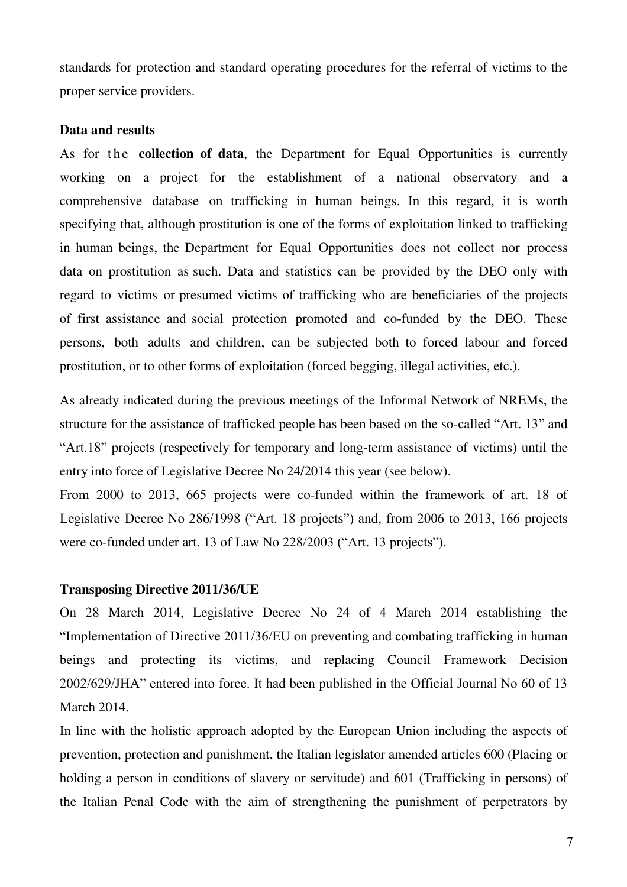standards for protection and standard operating procedures for the referral of victims to the proper service providers.

**Data and results**

As for the **collection of data**, the Department for Equal Opportunities is currently working on a project for the establishment of a national observatory and a comprehensive database on trafficking in human beings. In this regard, it is worth specifying that, although prostitution is one of the forms of exploitation linked to trafficking in human beings, the Department for Equal Opportunities does not collect nor process data on prostitution as such. Data and statistics can be provided by the DEO only with regard to victims or presumed victims of trafficking who are beneficiaries of the projects of first assistance and social protection promoted and co-funded by the DEO. These persons, both adults and children, can be subjected both to forced labour and forced prostitution, or to other forms of exploitation (forced begging, illegal activities, etc.).

As already indicated during the previous meetings of the Informal Network of NREMs, the structure for the assistance of trafficked people has been based on the so-called "Art. 13" and "Art.18" projects (respectively for temporary and long-term assistance of victims) until the entry into force of Legislative Decree No 24/2014 this year (see below).

From 2000 to 2013, 665 projects were co-funded within the framework of art. 18 of Legislative Decree No 286/1998 ("Art. 18 projects") and, from 2006 to 2013, 166 projects were co-funded under art. 13 of Law No 228/2003 ("Art. 13 projects").

**Transposing Directive 2011/36/UE**

On 28 March 2014, Legislative Decree No 24 of 4 March 2014 establishing the "Implementation of Directive 2011/36/EU on preventing and combating trafficking in human beings and protecting its victims, and replacing Council Framework Decision 2002/629/JHA" entered into force. It had been published in the Official Journal No 60 of 13 March 2014.

In line with the holistic approach adopted by the European Union including the aspects of prevention, protection and punishment, the Italian legislator amended articles 600 (Placing or holding a person in conditions of slavery or servitude) and 601 (Trafficking in persons) of the Italian Penal Code with the aim of strengthening the punishment of perpetrators by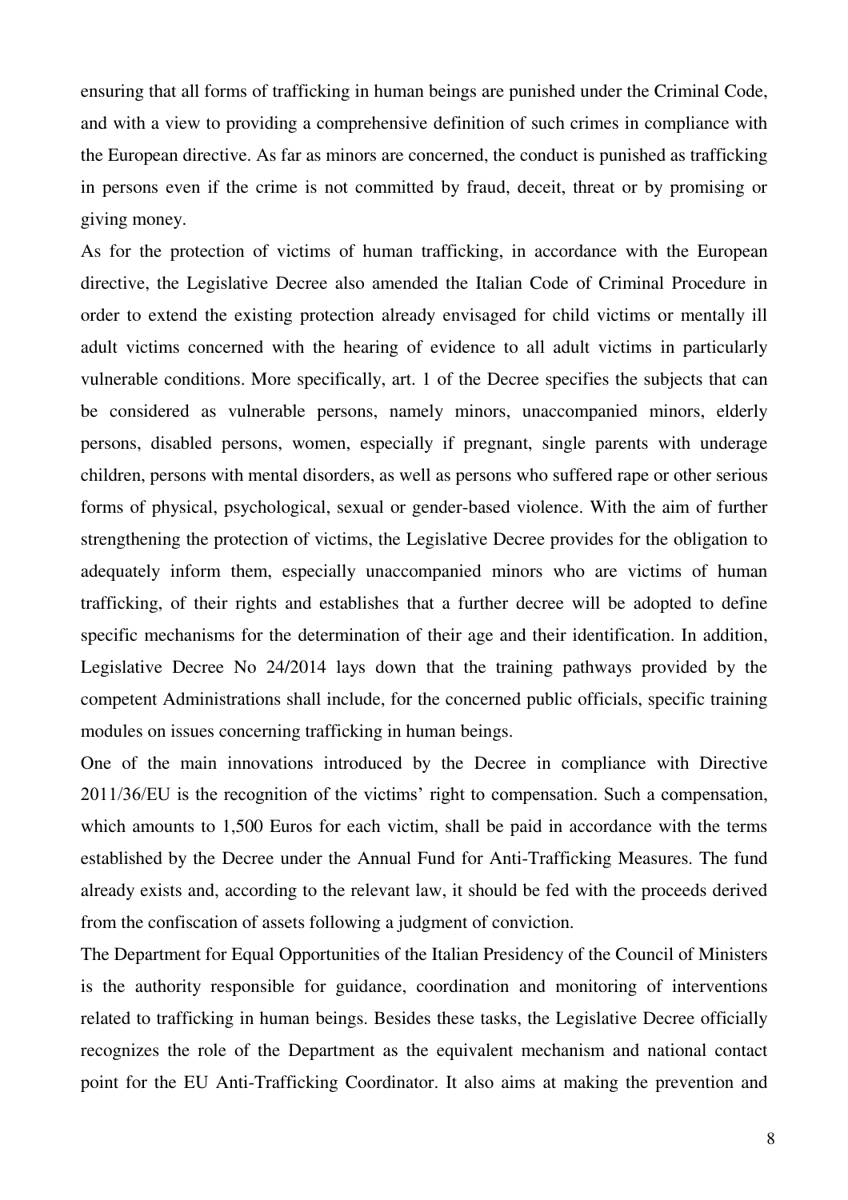ensuring that all forms of trafficking in human beings are punished under the Criminal Code, and with a view to providing a comprehensive definition of such crimes in compliance with the European directive. As far as minors are concerned, the conduct is punished as trafficking in persons even if the crime is not committed by fraud, deceit, threat or by promising or giving money.

As for the protection of victims of human trafficking, in accordance with the European directive, the Legislative Decree also amended the Italian Code of Criminal Procedure in order to extend the existing protection already envisaged for child victims or mentally ill adult victims concerned with the hearing of evidence to all adult victims in particularly vulnerable conditions. More specifically, art. 1 of the Decree specifies the subjects that can be considered as vulnerable persons, namely minors, unaccompanied minors, elderly persons, disabled persons, women, especially if pregnant, single parents with underage children, persons with mental disorders, as well as persons who suffered rape or other serious forms of physical, psychological, sexual or gender-based violence. With the aim of further strengthening the protection of victims, the Legislative Decree provides for the obligation to adequately inform them, especially unaccompanied minors who are victims of human trafficking, of their rights and establishes that a further decree will be adopted to define specific mechanisms for the determination of their age and their identification. In addition, Legislative Decree No 24/2014 lays down that the training pathways provided by the competent Administrations shall include, for the concerned public officials, specific training modules on issues concerning trafficking in human beings.

One of the main innovations introduced by the Decree in compliance with Directive 2011/36/EU is the recognition of the victims' right to compensation. Such a compensation, which amounts to 1,500 Euros for each victim, shall be paid in accordance with the terms established by the Decree under the Annual Fund for Anti-Trafficking Measures. The fund already exists and, according to the relevant law, it should be fed with the proceeds derived from the confiscation of assets following a judgment of conviction.

The Department for Equal Opportunities of the Italian Presidency of the Council of Ministers is the authority responsible for guidance, coordination and monitoring of interventions related to trafficking in human beings. Besides these tasks, the Legislative Decree officially recognizes the role of the Department as the equivalent mechanism and national contact point for the EU Anti-Trafficking Coordinator. It also aims at making the prevention and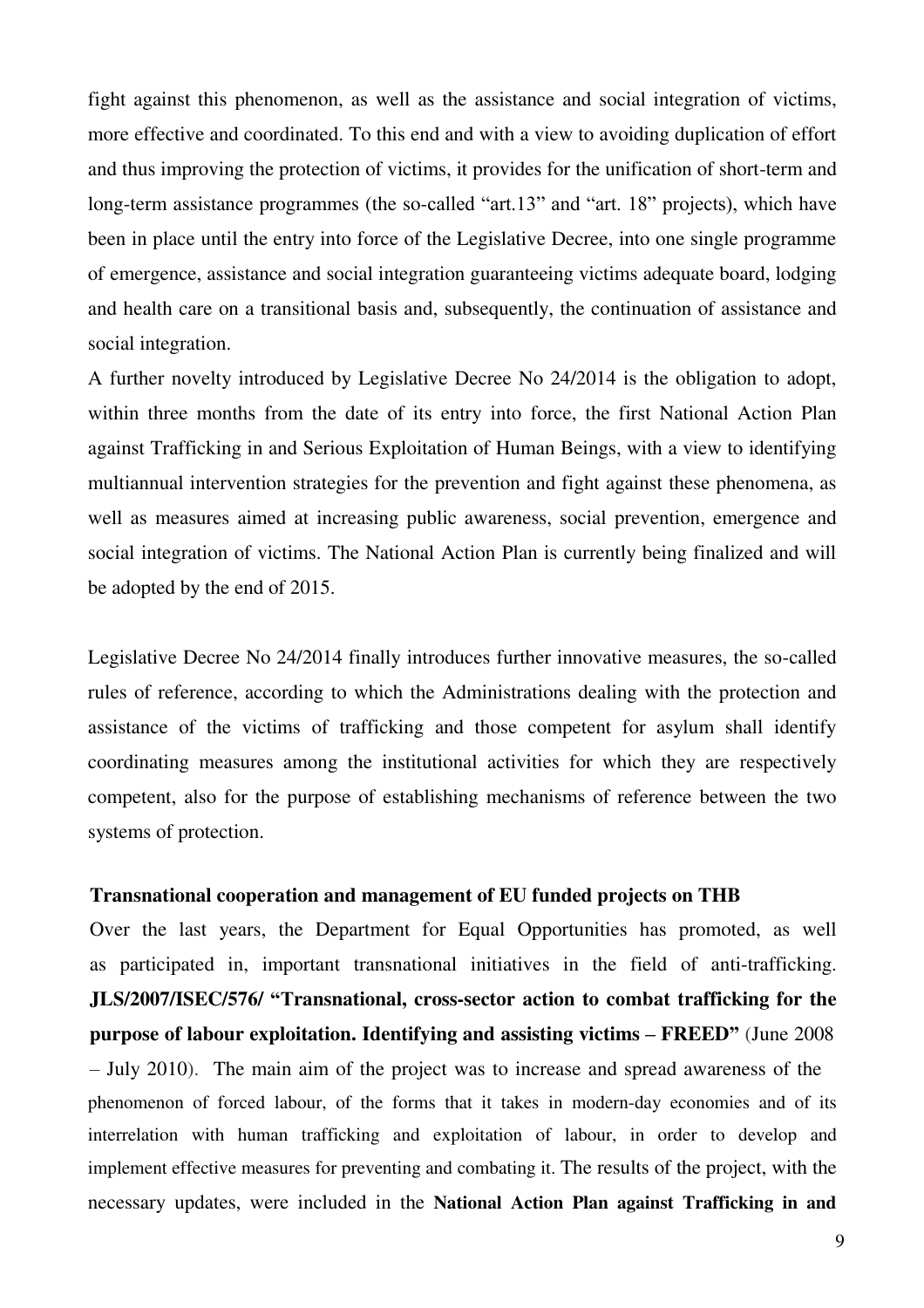fight against this phenomenon, as well as the assistance and social integration of victims, more effective and coordinated. To this end and with a view to avoiding duplication of effort and thus improving the protection of victims, it provides for the unification of short-term and long-term assistance programmes (the so-called "art.13" and "art. 18" projects), which have been in place until the entry into force of the Legislative Decree, into one single programme of emergence, assistance and social integration guaranteeing victims adequate board, lodging and health care on a transitional basis and, subsequently, the continuation of assistance and social integration.

A further novelty introduced by Legislative Decree No 24/2014 is the obligation to adopt, within three months from the date of its entry into force, the first National Action Plan against Trafficking in and Serious Exploitation of Human Beings, with a view to identifying multiannual intervention strategies for the prevention and fight against these phenomena, as well as measures aimed at increasing public awareness, social prevention, emergence and social integration of victims. The National Action Plan is currently being finalized and will be adopted by the end of 2015.

Legislative Decree No 24/2014 finally introduces further innovative measures, the so-called rules of reference, according to which the Administrations dealing with the protection and assistance of the victims of trafficking and those competent for asylum shall identify coordinating measures among the institutional activities for which they are respectively competent, also for the purpose of establishing mechanisms of reference between the two systems of protection.

**Transnational cooperation and management of EU funded projects on THB**

Over the last years, the Department for Equal Opportunities has promoted, as well as participated in, important transnational initiatives in the field of anti-trafficking. **JLS/2007/ISEC/576/ "Transnational, cross-sector action to combat trafficking for the purpose of labour exploitation. Identifying and assisting victims – FREED"** (June 2008 – July 2010). The main aim of the project was to increase and spread awareness of the phenomenon of forced labour, of the forms that it takes in modern-day economies and of its interrelation with human trafficking and exploitation of labour, in order to develop and implement effective measures for preventing and combating it. The results of the project, with the necessary updates, were included in the **National Action Plan against Trafficking in and**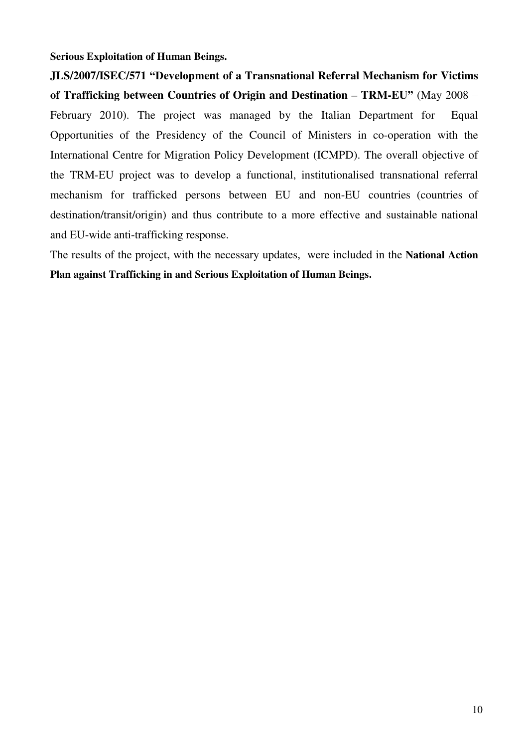**Serious Exploitation of Human Beings.**

**JLS/2007/ISEC/571 "Development of a Transnational Referral Mechanism for Victims of Trafficking between Countries of Origin and Destination – TRM-EU"** (May 2008 – February 2010). The project was managed by the Italian Department for Equal Opportunities of the Presidency of the Council of Ministers in co-operation with the International Centre for Migration Policy Development (ICMPD). The overall objective of the TRM-EU project was to develop a functional, institutionalised transnational referral mechanism for trafficked persons between EU and non-EU countries (countries of destination/transit/origin) and thus contribute to a more effective and sustainable national and EU-wide anti-trafficking response.

The results of the project, with the necessary updates, were included in the **National Action Plan against Trafficking in and Serious Exploitation of Human Beings.**